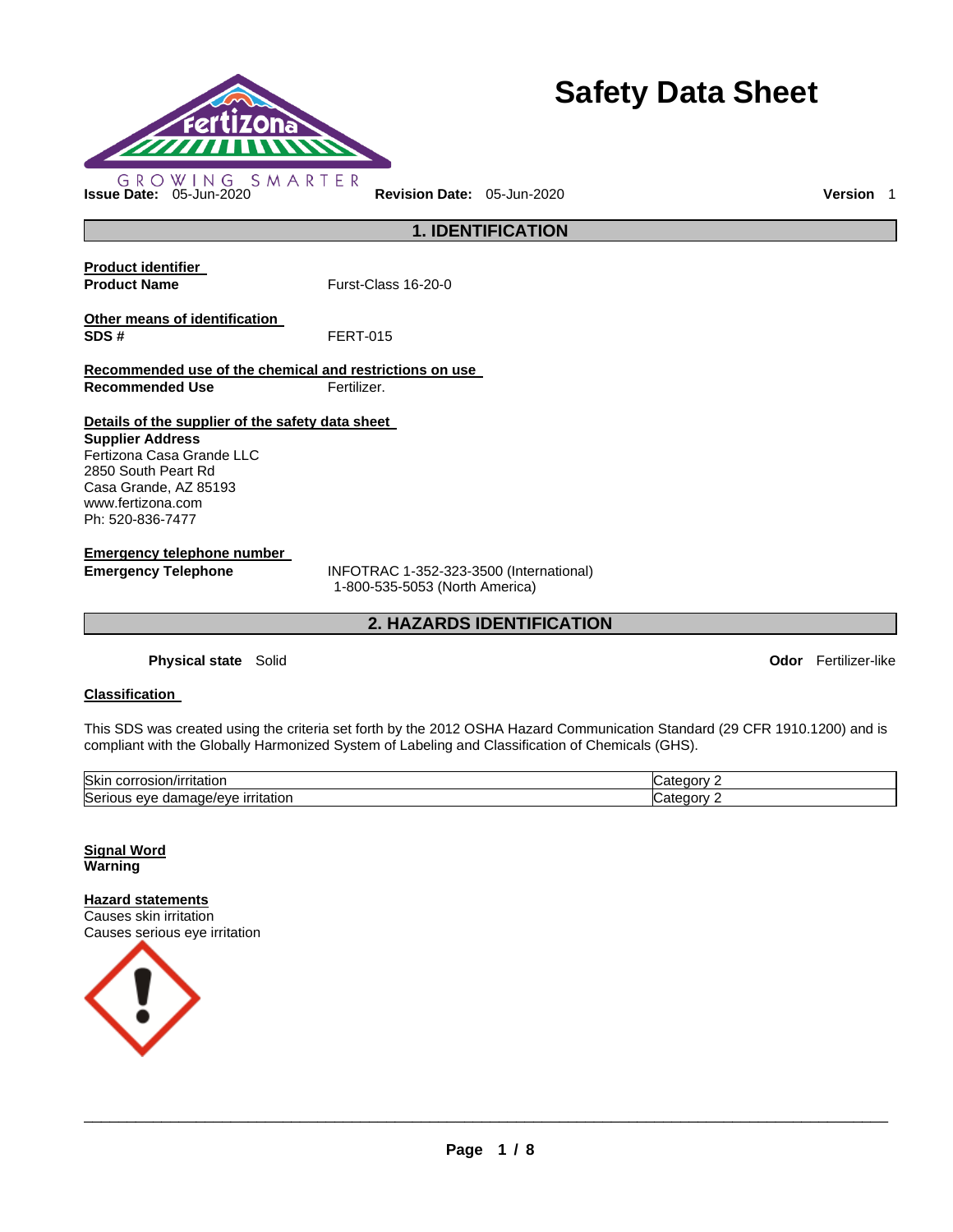GROWING SMARTER

# Safety Data Sheet

**Issue Date:** 05-Jun-2020 **Revision Date:** 05-Jun-2020 **Version** 1

## 1. IDENTIFICATION

**Product identifier**

**Product Name** Furst-Class 16-20-0

**Other means of identification**

**SDS #** FERT-015

**Recommended use of the chemical and restrictions on use**

**Recommended Use** Fertilizer.

**Details of the supplier of the safety data sheet**

**Supplier Address**
Fertizona Casa Grande LLC
2850 South Peart Rd
Casa Grande, AZ 85193
www.fertizona.com
Ph: 520-836-7477

**Emergency telephone number**

**Emergency Telephone** INFOTRAC 1-352-323-3500 (International)
1-800-535-5053 (North America)

## 2. HAZARDS IDENTIFICATION

**Physical state** Solid **Odor** Fertilizer-like

**Classification**

This SDS was created using the criteria set forth by the 2012 OSHA Hazard Communication Standard (29 CFR 1910.1200) and is compliant with the Globally Harmonized System of Labeling and Classification of Chemicals (GHS).

| | |
|---|---|
| Skin corrosion/irritation | Category 2 |
| Serious eye damage/eye irritation | Category 2 |

**Signal Word**
**Warning**

**Hazard statements**
Causes skin irritation
Causes serious eye irritation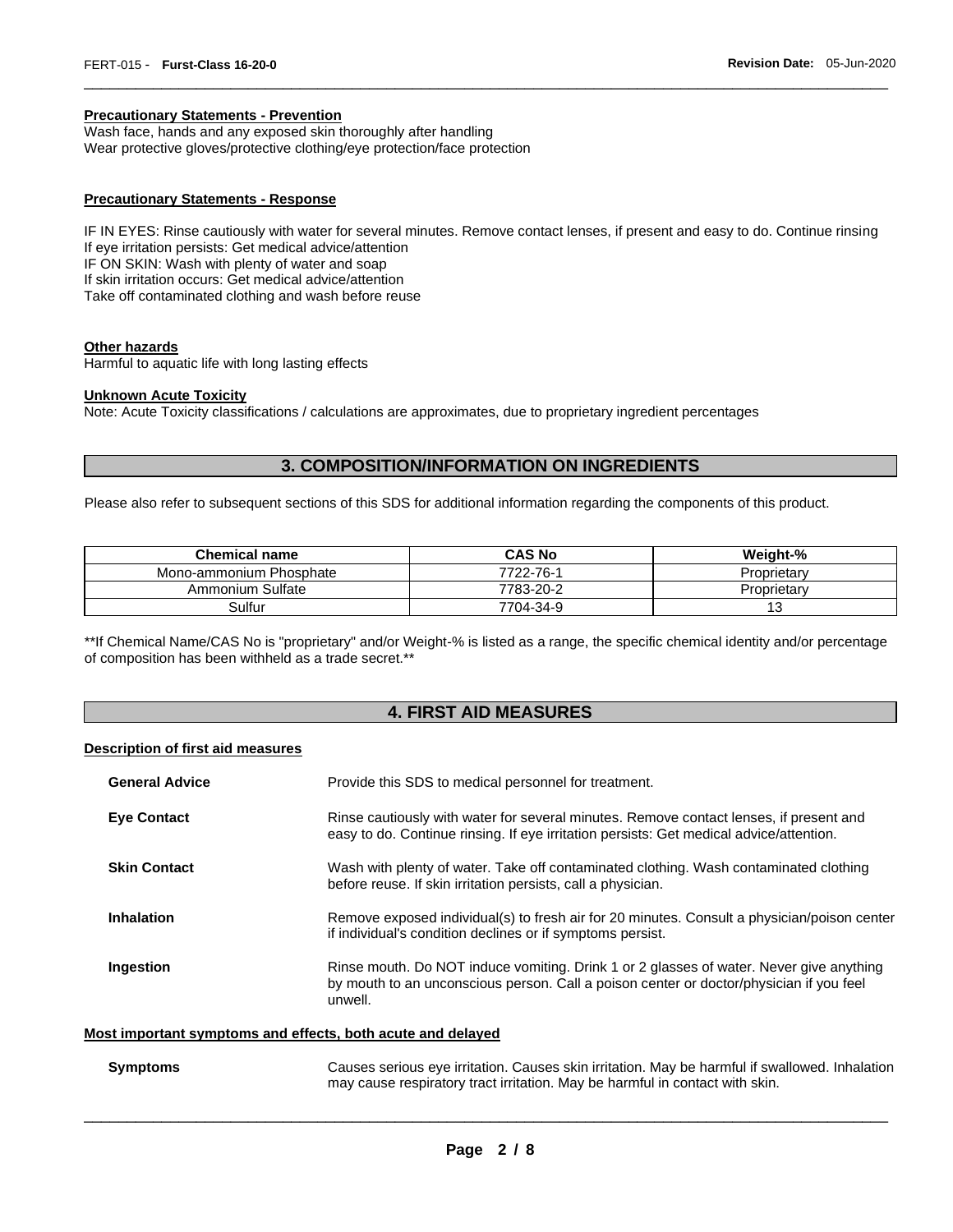#### Precautionary Statements - Prevention

Wash face, hands and any exposed skin thoroughly after handling
Wear protective gloves/protective clothing/eye protection/face protection

#### Precautionary Statements - Response

IF IN EYES: Rinse cautiously with water for several minutes. Remove contact lenses, if present and easy to do. Continue rinsing
If eye irritation persists: Get medical advice/attention
IF ON SKIN: Wash with plenty of water and soap
If skin irritation occurs: Get medical advice/attention
Take off contaminated clothing and wash before reuse

#### Other hazards

Harmful to aquatic life with long lasting effects

#### Unknown Acute Toxicity

Note: Acute Toxicity classifications / calculations are approximates, due to proprietary ingredient percentages

## 3. COMPOSITION/INFORMATION ON INGREDIENTS

Please also refer to subsequent sections of this SDS for additional information regarding the components of this product.

| Chemical name | CAS No | Weight-% |
|---|---|---|
| Mono-ammonium Phosphate | 7722-76-1 | Proprietary |
| Ammonium Sulfate | 7783-20-2 | Proprietary |
| Sulfur | 7704-34-9 | 13 |

**If Chemical Name/CAS No is "proprietary" and/or Weight-% is listed as a range, the specific chemical identity and/or percentage of composition has been withheld as a trade secret.**

## 4. FIRST AID MEASURES

#### Description of first aid measures

**General Advice** Provide this SDS to medical personnel for treatment.

**Eye Contact** Rinse cautiously with water for several minutes. Remove contact lenses, if present and easy to do. Continue rinsing. If eye irritation persists: Get medical advice/attention.

**Skin Contact** Wash with plenty of water. Take off contaminated clothing. Wash contaminated clothing before reuse. If skin irritation persists, call a physician.

**Inhalation** Remove exposed individual(s) to fresh air for 20 minutes. Consult a physician/poison center if individual's condition declines or if symptoms persist.

**Ingestion** Rinse mouth. Do NOT induce vomiting. Drink 1 or 2 glasses of water. Never give anything by mouth to an unconscious person. Call a poison center or doctor/physician if you feel unwell.

#### Most important symptoms and effects, both acute and delayed

**Symptoms** Causes serious eye irritation. Causes skin irritation. May be harmful if swallowed. Inhalation may cause respiratory tract irritation. May be harmful in contact with skin.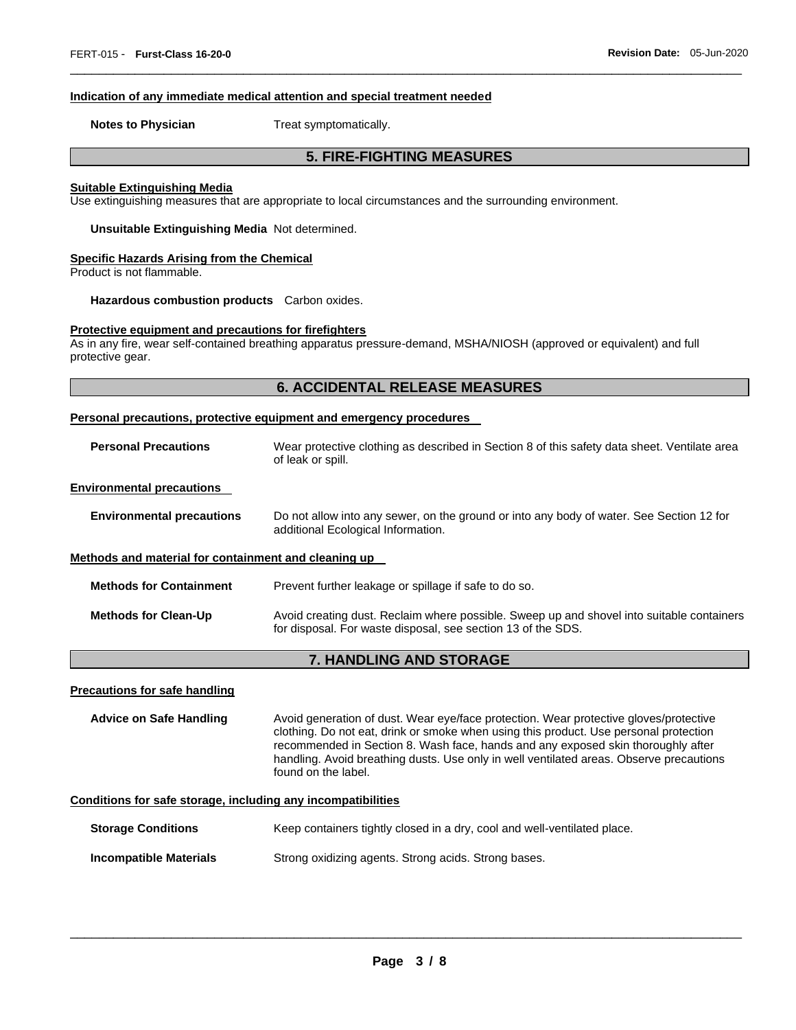#### Indication of any immediate medical attention and special treatment needed

**Notes to Physician** Treat symptomatically.

## 5. FIRE-FIGHTING MEASURES

#### Suitable Extinguishing Media

Use extinguishing measures that are appropriate to local circumstances and the surrounding environment.

**Unsuitable Extinguishing Media** Not determined.

#### Specific Hazards Arising from the Chemical

Product is not flammable.

**Hazardous combustion products** Carbon oxides.

#### Protective equipment and precautions for firefighters

As in any fire, wear self-contained breathing apparatus pressure-demand, MSHA/NIOSH (approved or equivalent) and full protective gear.

## 6. ACCIDENTAL RELEASE MEASURES

#### Personal precautions, protective equipment and emergency procedures

**Personal Precautions** Wear protective clothing as described in Section 8 of this safety data sheet. Ventilate area of leak or spill.

#### Environmental precautions

**Environmental precautions** Do not allow into any sewer, on the ground or into any body of water. See Section 12 for additional Ecological Information.

#### Methods and material for containment and cleaning up

**Methods for Containment** Prevent further leakage or spillage if safe to do so.

**Methods for Clean-Up** Avoid creating dust. Reclaim where possible. Sweep up and shovel into suitable containers for disposal. For waste disposal, see section 13 of the SDS.

## 7. HANDLING AND STORAGE

#### Precautions for safe handling

**Advice on Safe Handling** Avoid generation of dust. Wear eye/face protection. Wear protective gloves/protective clothing. Do not eat, drink or smoke when using this product. Use personal protection recommended in Section 8. Wash face, hands and any exposed skin thoroughly after handling. Avoid breathing dusts. Use only in well ventilated areas. Observe precautions found on the label.

#### Conditions for safe storage, including any incompatibilities

**Storage Conditions** Keep containers tightly closed in a dry, cool and well-ventilated place.

**Incompatible Materials** Strong oxidizing agents. Strong acids. Strong bases.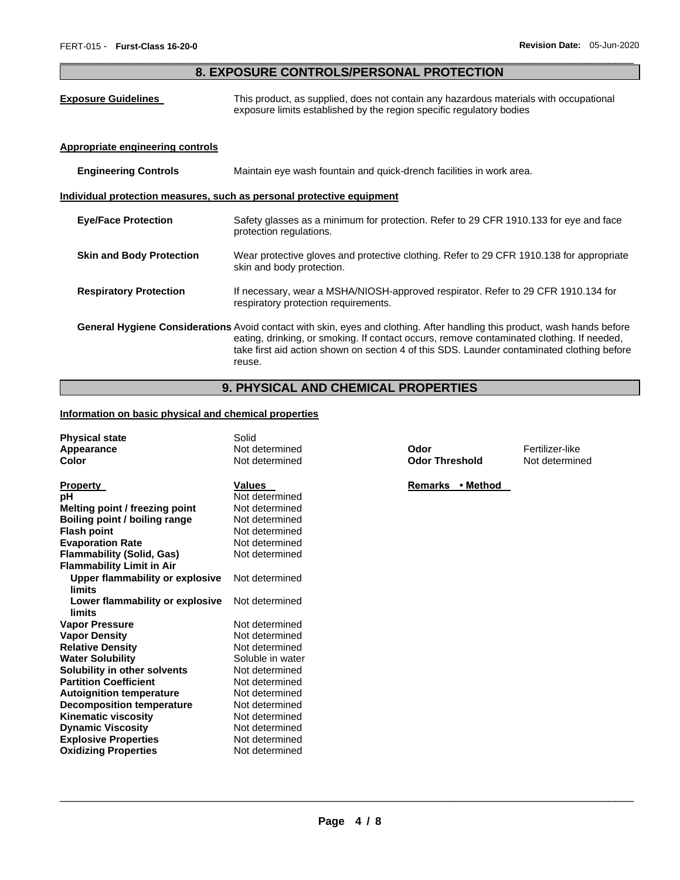## 8. EXPOSURE CONTROLS/PERSONAL PROTECTION

**Exposure Guidelines** This product, as supplied, does not contain any hazardous materials with occupational exposure limits established by the region specific regulatory bodies

**Appropriate engineering controls**

**Engineering Controls** Maintain eye wash fountain and quick-drench facilities in work area.

**Individual protection measures, such as personal protective equipment**

**Eye/Face Protection** Safety glasses as a minimum for protection. Refer to 29 CFR 1910.133 for eye and face protection regulations.

**Skin and Body Protection** Wear protective gloves and protective clothing. Refer to 29 CFR 1910.138 for appropriate skin and body protection.

**Respiratory Protection** If necessary, wear a MSHA/NIOSH-approved respirator. Refer to 29 CFR 1910.134 for respiratory protection requirements.

**General Hygiene Considerations** Avoid contact with skin, eyes and clothing. After handling this product, wash hands before eating, drinking, or smoking. If contact occurs, remove contaminated clothing. If needed, take first aid action shown on section 4 of this SDS. Launder contaminated clothing before reuse.

## 9. PHYSICAL AND CHEMICAL PROPERTIES

**Information on basic physical and chemical properties**

| | | | |
|---|---|---|---|
| **Physical state** | Solid | | |
| **Appearance** | Not determined | **Odor** | Fertilizer-like |
| **Color** | Not determined | **Odor Threshold** | Not determined |

| Property | Values | Remarks • Method |
|---|---|---|
| **pH** | Not determined | |
| **Melting point / freezing point** | Not determined | |
| **Boiling point / boiling range** | Not determined | |
| **Flash point** | Not determined | |
| **Evaporation Rate** | Not determined | |
| **Flammability (Solid, Gas)** | Not determined | |
| **Flammability Limit in Air** | | |
| **Upper flammability or explosive limits** | Not determined | |
| **Lower flammability or explosive limits** | Not determined | |
| **Vapor Pressure** | Not determined | |
| **Vapor Density** | Not determined | |
| **Relative Density** | Not determined | |
| **Water Solubility** | Soluble in water | |
| **Solubility in other solvents** | Not determined | |
| **Partition Coefficient** | Not determined | |
| **Autoignition temperature** | Not determined | |
| **Decomposition temperature** | Not determined | |
| **Kinematic viscosity** | Not determined | |
| **Dynamic Viscosity** | Not determined | |
| **Explosive Properties** | Not determined | |
| **Oxidizing Properties** | Not determined | |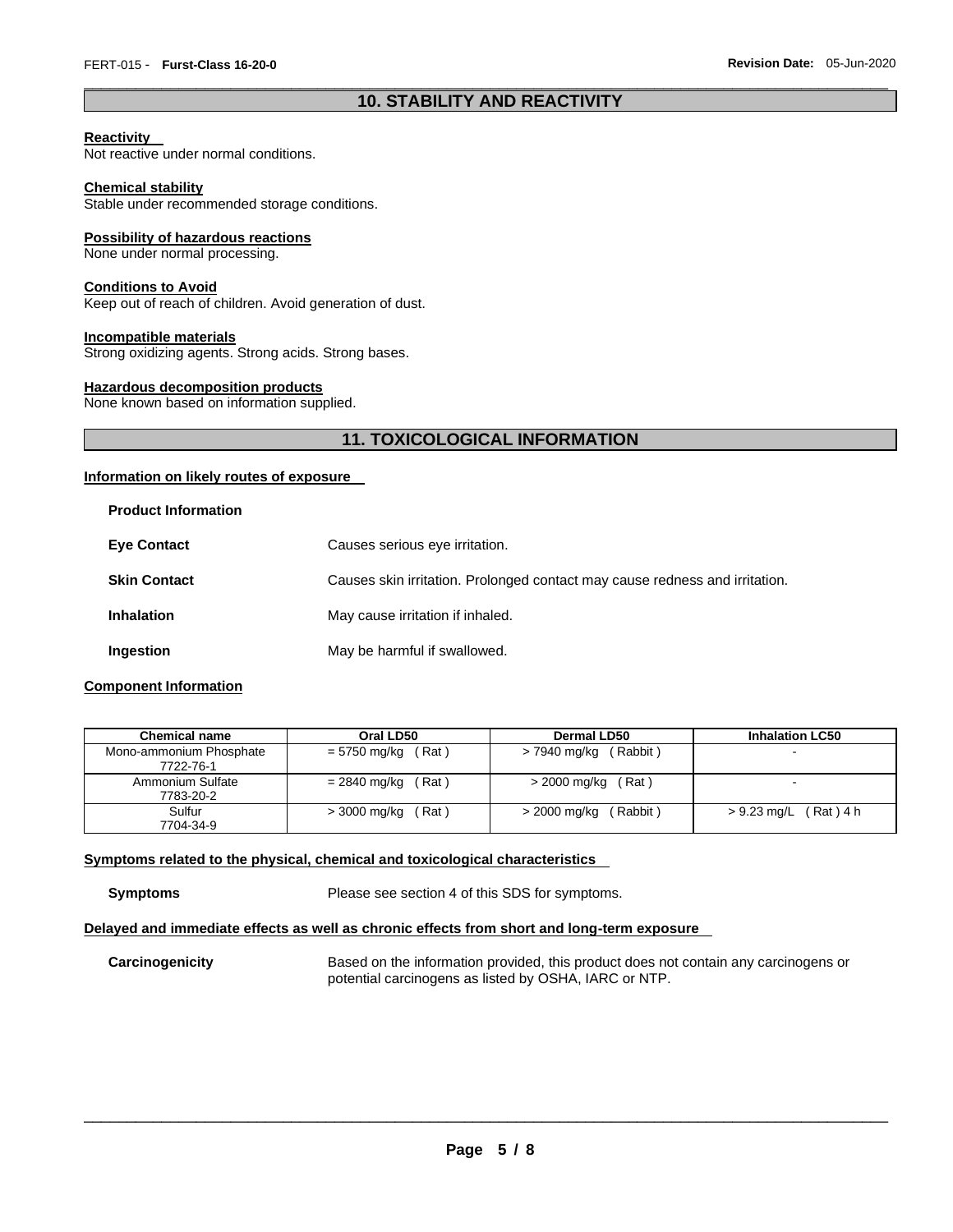## 10. STABILITY AND REACTIVITY

**Reactivity**
Not reactive under normal conditions.

**Chemical stability**
Stable under recommended storage conditions.

**Possibility of hazardous reactions**
None under normal processing.

**Conditions to Avoid**
Keep out of reach of children. Avoid generation of dust.

**Incompatible materials**
Strong oxidizing agents. Strong acids. Strong bases.

**Hazardous decomposition products**
None known based on information supplied.

## 11. TOXICOLOGICAL INFORMATION

**Information on likely routes of exposure**

**Product Information**

**Eye Contact** Causes serious eye irritation.

**Skin Contact** Causes skin irritation. Prolonged contact may cause redness and irritation.

**Inhalation** May cause irritation if inhaled.

**Ingestion** May be harmful if swallowed.

**Component Information**

| Chemical name | Oral LD50 | Dermal LD50 | Inhalation LC50 |
|---|---|---|---|
| Mono-ammonium Phosphate 7722-76-1 | = 5750 mg/kg ( Rat ) | > 7940 mg/kg ( Rabbit ) | - |
| Ammonium Sulfate 7783-20-2 | = 2840 mg/kg ( Rat ) | > 2000 mg/kg ( Rat ) | - |
| Sulfur 7704-34-9 | > 3000 mg/kg ( Rat ) | > 2000 mg/kg ( Rabbit ) | > 9.23 mg/L ( Rat ) 4 h |

**Symptoms related to the physical, chemical and toxicological characteristics**

**Symptoms** Please see section 4 of this SDS for symptoms.

**Delayed and immediate effects as well as chronic effects from short and long-term exposure**

**Carcinogenicity** Based on the information provided, this product does not contain any carcinogens or potential carcinogens as listed by OSHA, IARC or NTP.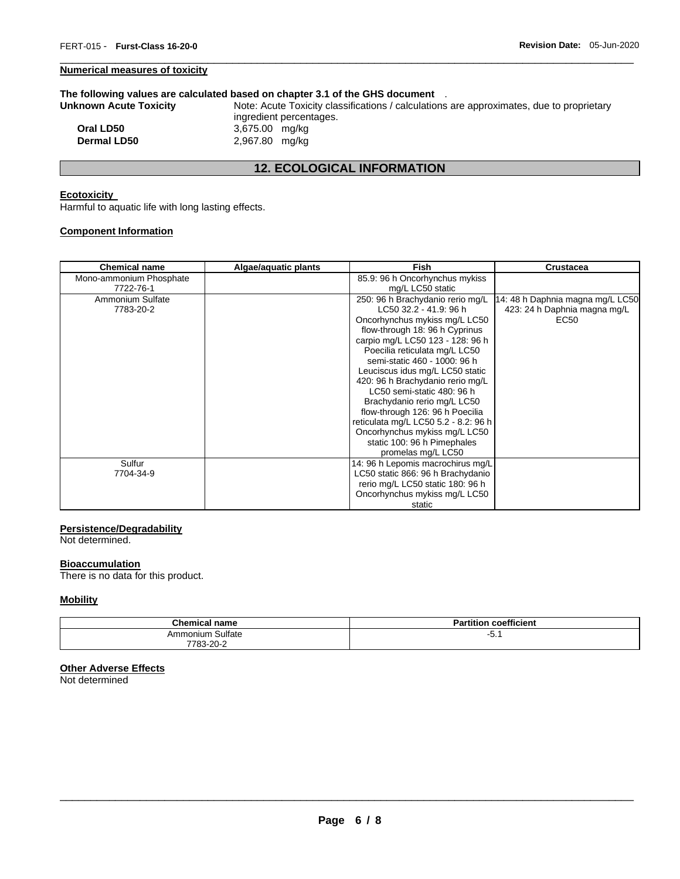**Numerical measures of toxicity**

**The following values are calculated based on chapter 3.1 of the GHS document** .

**Unknown Acute Toxicity** Note: Acute Toxicity classifications / calculations are approximates, due to proprietary ingredient percentages.

**Oral LD50** 3,675.00 mg/kg

**Dermal LD50** 2,967.80 mg/kg

## 12. ECOLOGICAL INFORMATION

**Ecotoxicity**

Harmful to aquatic life with long lasting effects.

**Component Information**

| Chemical name | Algae/aquatic plants | Fish | Crustacea |
|---|---|---|---|
| Mono-ammonium Phosphate 7722-76-1 | | 85.9: 96 h Oncorhynchus mykiss mg/L LC50 static | |
| Ammonium Sulfate 7783-20-2 | | 250: 96 h Brachydanio rerio mg/L LC50 32.2 - 41.9: 96 h Oncorhynchus mykiss mg/L LC50 flow-through 18: 96 h Cyprinus carpio mg/L LC50 123 - 128: 96 h Poecilia reticulata mg/L LC50 semi-static 460 - 1000: 96 h Leuciscus idus mg/L LC50 static 420: 96 h Brachydanio rerio mg/L LC50 semi-static 480: 96 h Brachydanio rerio mg/L LC50 flow-through 126: 96 h Poecilia reticulata mg/L LC50 5.2 - 8.2: 96 h Oncorhynchus mykiss mg/L LC50 static 100: 96 h Pimephales promelas mg/L LC50 | 14: 48 h Daphnia magna mg/L LC50 423: 24 h Daphnia magna mg/L EC50 |
| Sulfur 7704-34-9 | | 14: 96 h Lepomis macrochirus mg/L LC50 static 866: 96 h Brachydanio rerio mg/L LC50 static 180: 96 h Oncorhynchus mykiss mg/L LC50 static | |

**Persistence/Degradability**

Not determined.

**Bioaccumulation**

There is no data for this product.

**Mobility**

| Chemical name | Partition coefficient |
|---|---|
| Ammonium Sulfate 7783-20-2 | -5.1 |

**Other Adverse Effects**

Not determined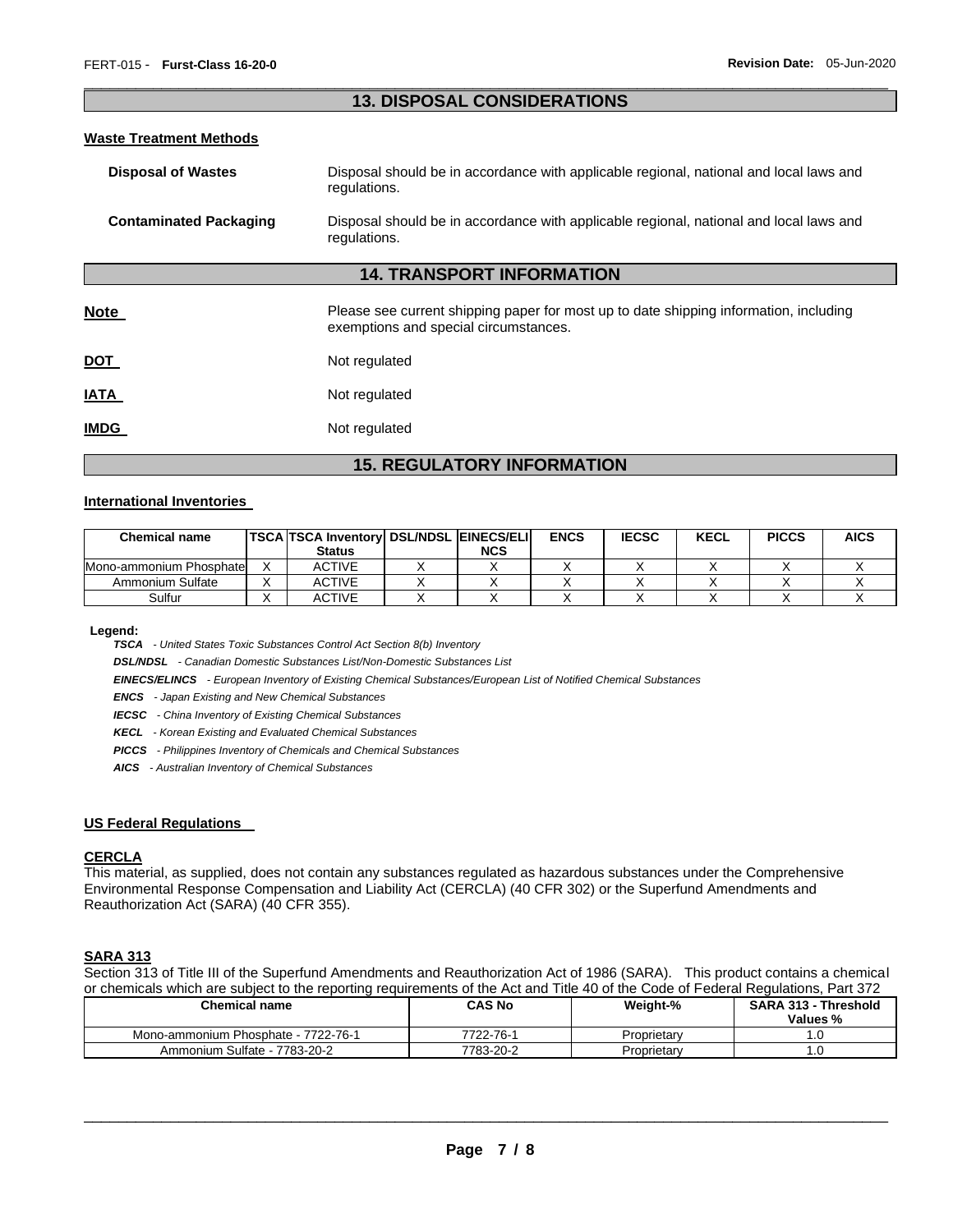## 13. DISPOSAL CONSIDERATIONS

### Waste Treatment Methods

**Disposal of Wastes** Disposal should be in accordance with applicable regional, national and local laws and regulations.

**Contaminated Packaging** Disposal should be in accordance with applicable regional, national and local laws and regulations.

## 14. TRANSPORT INFORMATION

**Note** Please see current shipping paper for most up to date shipping information, including exemptions and special circumstances.

**DOT** Not regulated

**IATA** Not regulated

**IMDG** Not regulated

## 15. REGULATORY INFORMATION

### International Inventories

| Chemical name | TSCA | TSCA Inventory Status | DSL/NDSL | EINECS/ELINCS | ENCS | IECSC | KECL | PICCS | AICS |
|---|---|---|---|---|---|---|---|---|---|
| Mono-ammonium Phosphate | X | ACTIVE | X | X | X | X | X | X | X |
| Ammonium Sulfate | X | ACTIVE | X | X | X | X | X | X | X |
| Sulfur | X | ACTIVE | X | X | X | X | X | X | X |

**Legend:**

*TSCA - United States Toxic Substances Control Act Section 8(b) Inventory*

*DSL/NDSL - Canadian Domestic Substances List/Non-Domestic Substances List*

*EINECS/ELINCS - European Inventory of Existing Chemical Substances/European List of Notified Chemical Substances*

*ENCS - Japan Existing and New Chemical Substances*

*IECSC - China Inventory of Existing Chemical Substances*

*KECL - Korean Existing and Evaluated Chemical Substances*

*PICCS - Philippines Inventory of Chemicals and Chemical Substances*

*AICS - Australian Inventory of Chemical Substances*

### US Federal Regulations

#### CERCLA

This material, as supplied, does not contain any substances regulated as hazardous substances under the Comprehensive Environmental Response Compensation and Liability Act (CERCLA) (40 CFR 302) or the Superfund Amendments and Reauthorization Act (SARA) (40 CFR 355).

#### SARA 313

Section 313 of Title III of the Superfund Amendments and Reauthorization Act of 1986 (SARA). This product contains a chemical or chemicals which are subject to the reporting requirements of the Act and Title 40 of the Code of Federal Regulations, Part 372

| Chemical name | CAS No | Weight-% | SARA 313 - Threshold Values % |
|---|---|---|---|
| Mono-ammonium Phosphate - 7722-76-1 | 7722-76-1 | Proprietary | 1.0 |
| Ammonium Sulfate - 7783-20-2 | 7783-20-2 | Proprietary | 1.0 |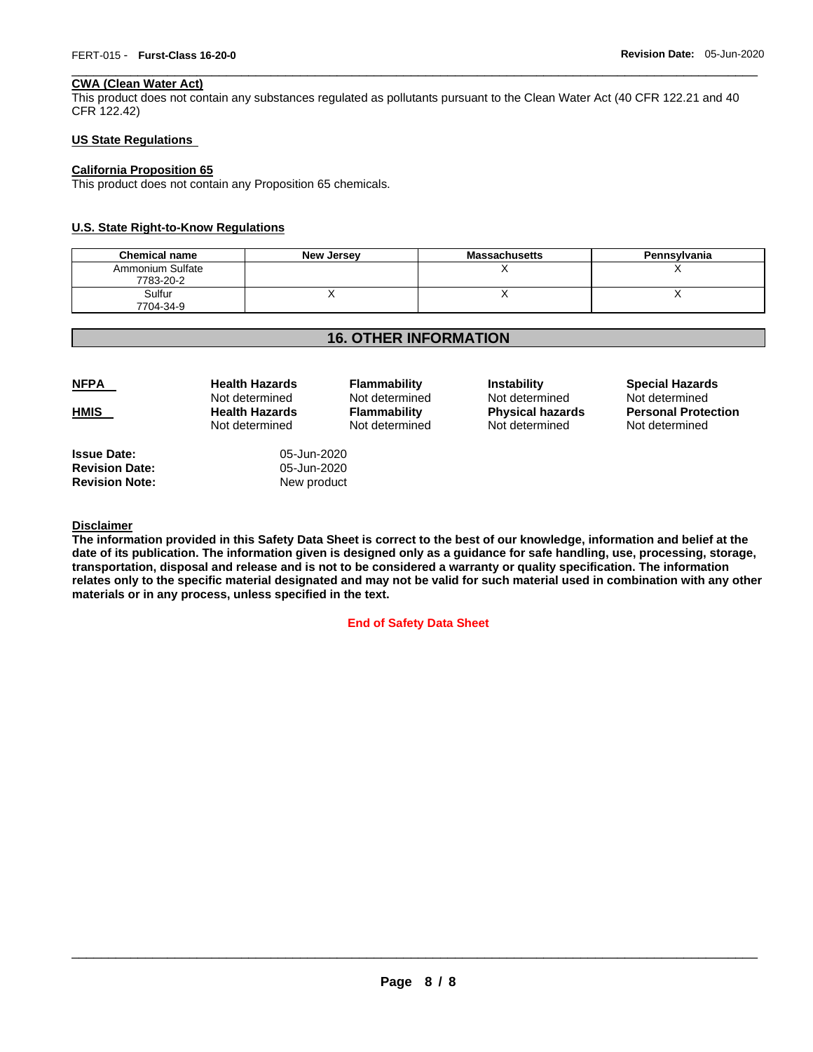**CWA (Clean Water Act)**

This product does not contain any substances regulated as pollutants pursuant to the Clean Water Act (40 CFR 122.21 and 40 CFR 122.42)

**US State Regulations**

**California Proposition 65**

This product does not contain any Proposition 65 chemicals.

**U.S. State Right-to-Know Regulations**

| Chemical name | New Jersey | Massachusetts | Pennsylvania |
|---|---|---|---|
| Ammonium Sulfate 7783-20-2 | | X | X |
| Sulfur 7704-34-9 | X | X | X |

## 16. OTHER INFORMATION

| | | | | |
|---|---|---|---|---|
| **NFPA** | **Health Hazards** Not determined | **Flammability** Not determined | **Instability** Not determined | **Special Hazards** Not determined |
| **HMIS** | **Health Hazards** Not determined | **Flammability** Not determined | **Physical hazards** Not determined | **Personal Protection** Not determined |

**Issue Date:** 05-Jun-2020
**Revision Date:** 05-Jun-2020
**Revision Note:** New product

**Disclaimer**

**The information provided in this Safety Data Sheet is correct to the best of our knowledge, information and belief at the date of its publication. The information given is designed only as a guidance for safe handling, use, processing, storage, transportation, disposal and release and is not to be considered a warranty or quality specification. The information relates only to the specific material designated and may not be valid for such material used in combination with any other materials or in any process, unless specified in the text.**

**End of Safety Data Sheet**